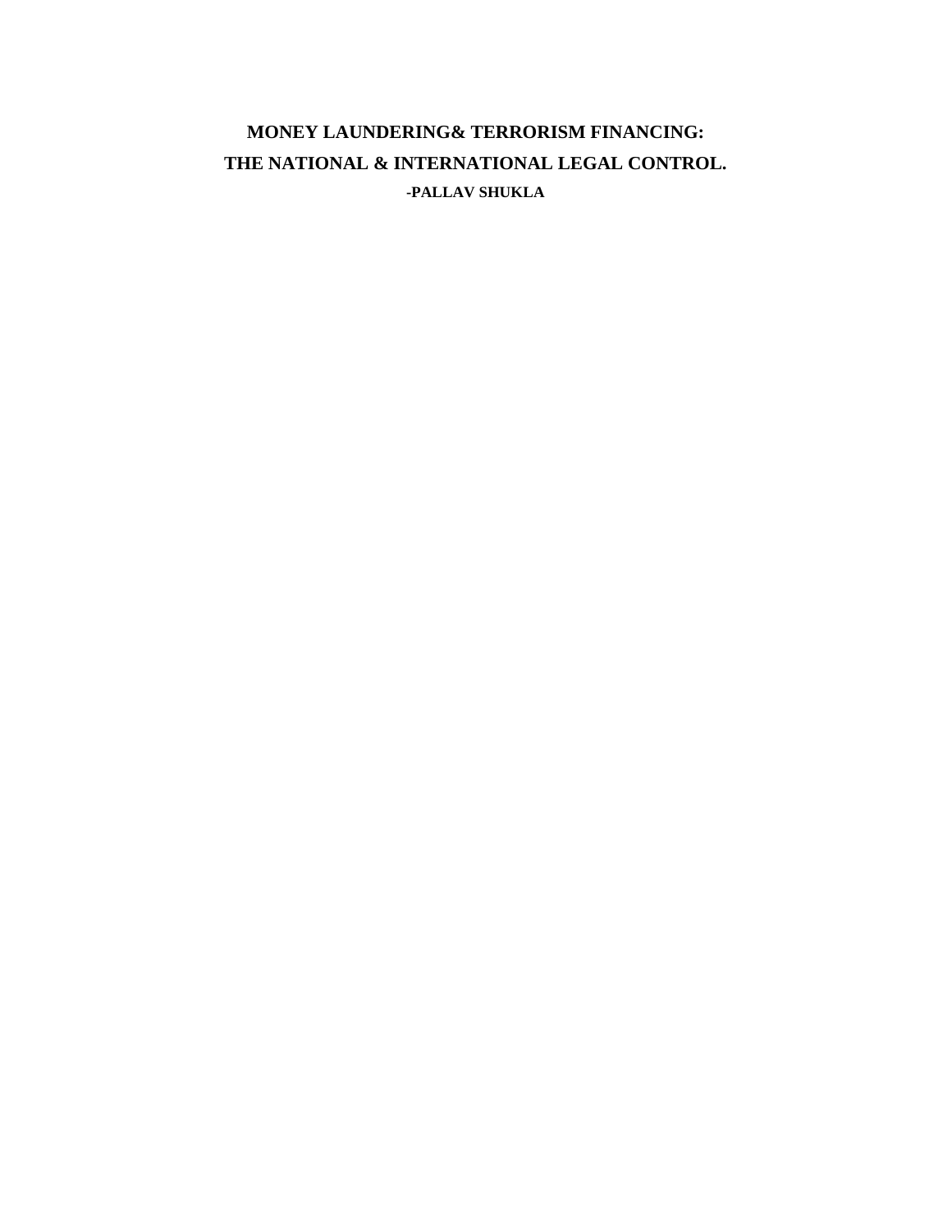# MONEY LAUNDERING& TERRORISM FINANCING:
# THE NATIONAL & INTERNATIONAL LEGAL CONTROL.

**-PALLAV SHUKLA**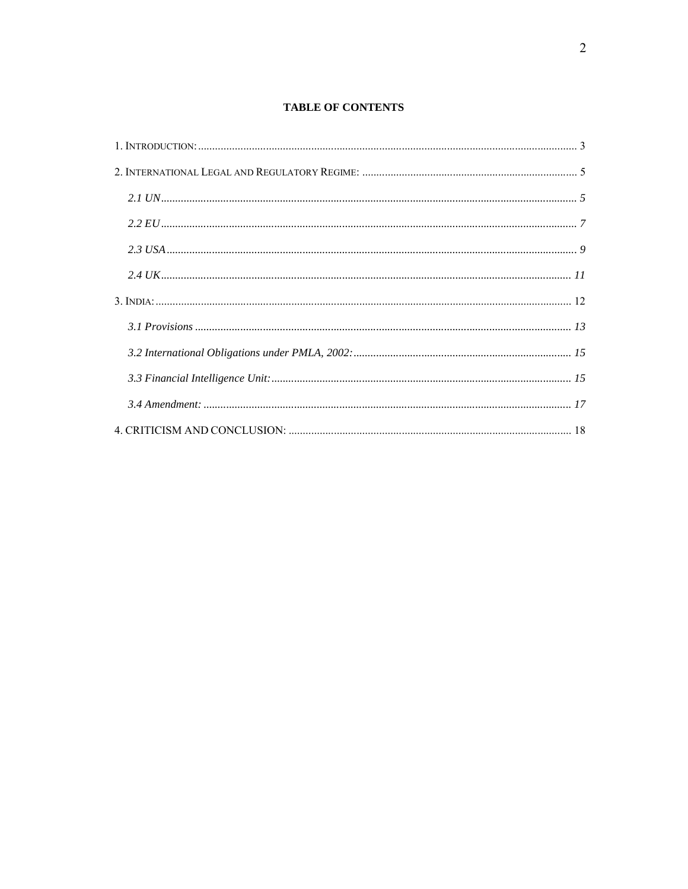# TABLE OF CONTENTS

1. INTRODUCTION: ..... 3

2. INTERNATIONAL LEGAL AND REGULATORY REGIME: ..... 5

   *2.1 UN* ..... *5*

   *2.2 EU* ..... *7*

   *2.3 USA* ..... *9*

   *2.4 UK* ..... *11*

3. INDIA: ..... 12

   *3.1 Provisions* ..... *13*

   *3.2 International Obligations under PMLA, 2002:* ..... *15*

   *3.3 Financial Intelligence Unit:* ..... *15*

   *3.4 Amendment:* ..... *17*

4. CRITICISM AND CONCLUSION: ..... 18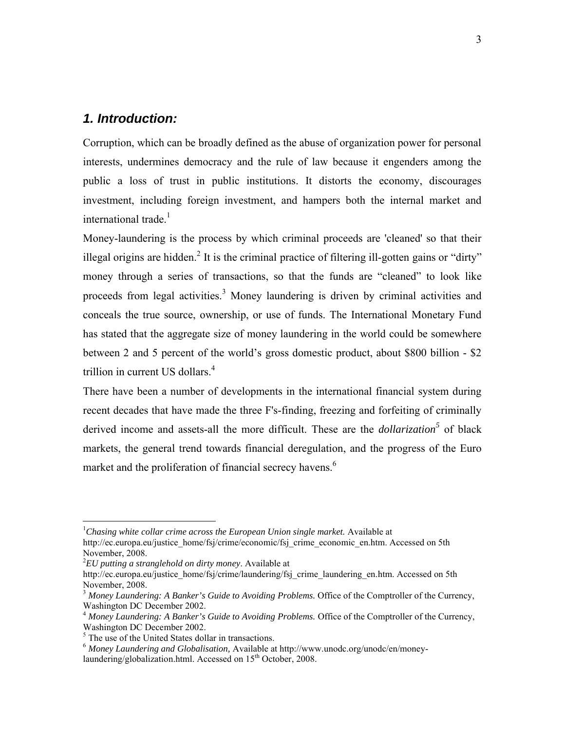## *1. Introduction:*

Corruption, which can be broadly defined as the abuse of organization power for personal interests, undermines democracy and the rule of law because it engenders among the public a loss of trust in public institutions. It distorts the economy, discourages investment, including foreign investment, and hampers both the internal market and international trade.[1]

Money-laundering is the process by which criminal proceeds are 'cleaned' so that their illegal origins are hidden.[2] It is the criminal practice of filtering ill-gotten gains or "dirty" money through a series of transactions, so that the funds are "cleaned" to look like proceeds from legal activities.[3] Money laundering is driven by criminal activities and conceals the true source, ownership, or use of funds. The International Monetary Fund has stated that the aggregate size of money laundering in the world could be somewhere between 2 and 5 percent of the world's gross domestic product, about $800 billion - $2 trillion in current US dollars.[4]

There have been a number of developments in the international financial system during recent decades that have made the three F's-finding, freezing and forfeiting of criminally derived income and assets-all the more difficult. These are the *dollarization*[5] of black markets, the general trend towards financial deregulation, and the progress of the Euro market and the proliferation of financial secrecy havens.[6]

---

[1] *Chasing white collar crime across the European Union single market.* Available at http://ec.europa.eu/justice_home/fsj/crime/economic/fsj_crime_economic_en.htm. Accessed on 5th November, 2008.

[2] *EU putting a stranglehold on dirty money*. Available at http://ec.europa.eu/justice_home/fsj/crime/laundering/fsj_crime_laundering_en.htm. Accessed on 5th November, 2008.

[3] *Money Laundering: A Banker's Guide to Avoiding Problems.* Office of the Comptroller of the Currency, Washington DC December 2002.

[4] *Money Laundering: A Banker's Guide to Avoiding Problems.* Office of the Comptroller of the Currency, Washington DC December 2002.

[5] The use of the United States dollar in transactions.

[6] *Money Laundering and Globalisation,* Available at http://www.unodc.org/unodc/en/money-laundering/globalization.html. Accessed on 15th October, 2008.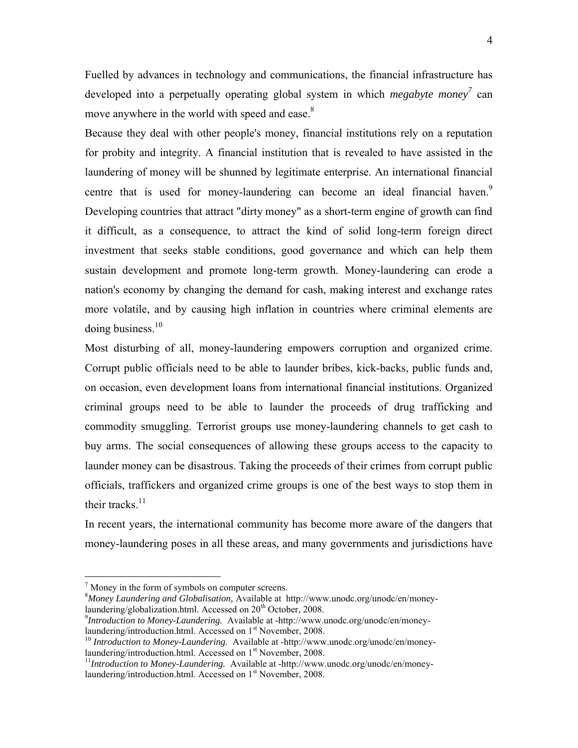Fuelled by advances in technology and communications, the financial infrastructure has developed into a perpetually operating global system in which *megabyte money*[7] can move anywhere in the world with speed and ease.[8]

Because they deal with other people's money, financial institutions rely on a reputation for probity and integrity. A financial institution that is revealed to have assisted in the laundering of money will be shunned by legitimate enterprise. An international financial centre that is used for money-laundering can become an ideal financial haven.[9] Developing countries that attract "dirty money" as a short-term engine of growth can find it difficult, as a consequence, to attract the kind of solid long-term foreign direct investment that seeks stable conditions, good governance and which can help them sustain development and promote long-term growth. Money-laundering can erode a nation's economy by changing the demand for cash, making interest and exchange rates more volatile, and by causing high inflation in countries where criminal elements are doing business.[10]

Most disturbing of all, money-laundering empowers corruption and organized crime. Corrupt public officials need to be able to launder bribes, kick-backs, public funds and, on occasion, even development loans from international financial institutions. Organized criminal groups need to be able to launder the proceeds of drug trafficking and commodity smuggling. Terrorist groups use money-laundering channels to get cash to buy arms. The social consequences of allowing these groups access to the capacity to launder money can be disastrous. Taking the proceeds of their crimes from corrupt public officials, traffickers and organized crime groups is one of the best ways to stop them in their tracks.[11]

In recent years, the international community has become more aware of the dangers that money-laundering poses in all these areas, and many governments and jurisdictions have

---

[7] Money in the form of symbols on computer screens.

[8] *Money Laundering and Globalisation,* Available at http://www.unodc.org/unodc/en/money-laundering/globalization.html. Accessed on 20th October, 2008.

[9] *Introduction to Money-Laundering.* Available at -http://www.unodc.org/unodc/en/money-laundering/introduction.html. Accessed on 1st November, 2008.

[10] *Introduction to Money-Laundering.* Available at -http://www.unodc.org/unodc/en/money-laundering/introduction.html. Accessed on 1st November, 2008.

[11] *Introduction to Money-Laundering.* Available at -http://www.unodc.org/unodc/en/money-laundering/introduction.html. Accessed on 1st November, 2008.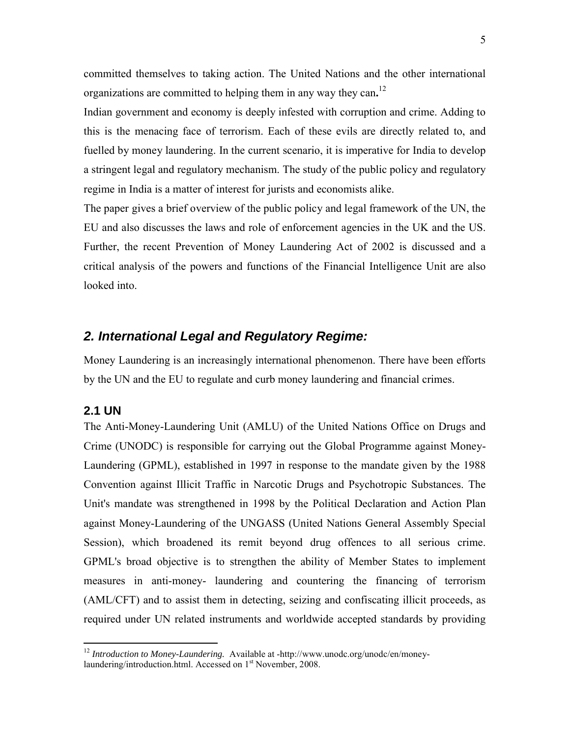committed themselves to taking action. The United Nations and the other international organizations are committed to helping them in any way they can**.**[12]

Indian government and economy is deeply infested with corruption and crime. Adding to this is the menacing face of terrorism. Each of these evils are directly related to, and fuelled by money laundering. In the current scenario, it is imperative for India to develop a stringent legal and regulatory mechanism. The study of the public policy and regulatory regime in India is a matter of interest for jurists and economists alike.

The paper gives a brief overview of the public policy and legal framework of the UN, the EU and also discusses the laws and role of enforcement agencies in the UK and the US. Further, the recent Prevention of Money Laundering Act of 2002 is discussed and a critical analysis of the powers and functions of the Financial Intelligence Unit are also looked into.

## *2. International Legal and Regulatory Regime:*

Money Laundering is an increasingly international phenomenon. There have been efforts by the UN and the EU to regulate and curb money laundering and financial crimes.

### 2.1 UN

The Anti-Money-Laundering Unit (AMLU) of the United Nations Office on Drugs and Crime (UNODC) is responsible for carrying out the Global Programme against Money-Laundering (GPML), established in 1997 in response to the mandate given by the 1988 Convention against Illicit Traffic in Narcotic Drugs and Psychotropic Substances. The Unit's mandate was strengthened in 1998 by the Political Declaration and Action Plan against Money-Laundering of the UNGASS (United Nations General Assembly Special Session), which broadened its remit beyond drug offences to all serious crime. GPML's broad objective is to strengthen the ability of Member States to implement measures in anti-money- laundering and countering the financing of terrorism (AML/CFT) and to assist them in detecting, seizing and confiscating illicit proceeds, as required under UN related instruments and worldwide accepted standards by providing

---

[12] *Introduction to Money-Laundering.* Available at -http://www.unodc.org/unodc/en/money-laundering/introduction.html. Accessed on 1st November, 2008.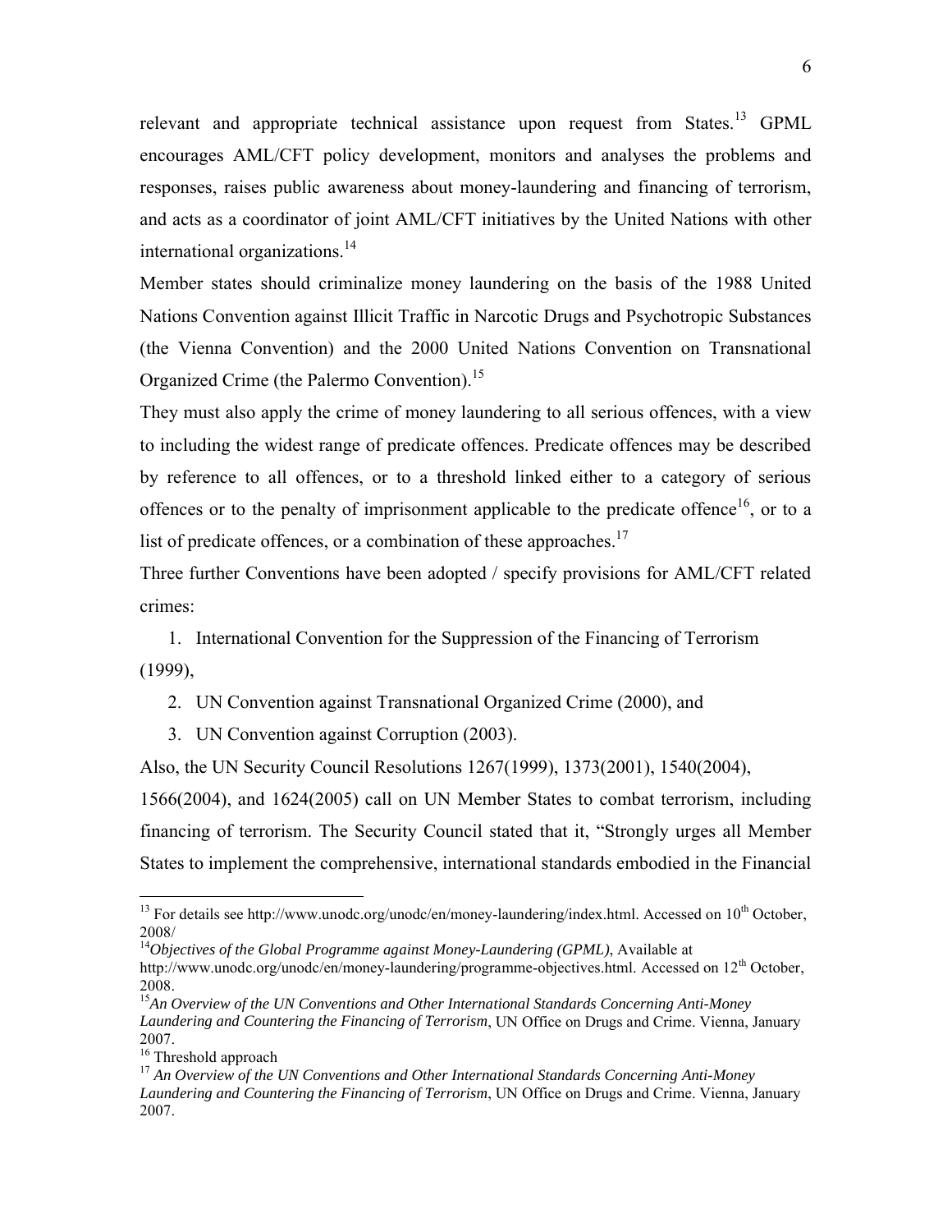relevant and appropriate technical assistance upon request from States.[13] GPML encourages AML/CFT policy development, monitors and analyses the problems and responses, raises public awareness about money-laundering and financing of terrorism, and acts as a coordinator of joint AML/CFT initiatives by the United Nations with other international organizations.[14]

Member states should criminalize money laundering on the basis of the 1988 United Nations Convention against Illicit Traffic in Narcotic Drugs and Psychotropic Substances (the Vienna Convention) and the 2000 United Nations Convention on Transnational Organized Crime (the Palermo Convention).[15]

They must also apply the crime of money laundering to all serious offences, with a view to including the widest range of predicate offences. Predicate offences may be described by reference to all offences, or to a threshold linked either to a category of serious offences or to the penalty of imprisonment applicable to the predicate offence[16], or to a list of predicate offences, or a combination of these approaches.[17]

Three further Conventions have been adopted / specify provisions for AML/CFT related crimes:

1. International Convention for the Suppression of the Financing of Terrorism (1999),
2. UN Convention against Transnational Organized Crime (2000), and
3. UN Convention against Corruption (2003).

Also, the UN Security Council Resolutions 1267(1999), 1373(2001), 1540(2004), 1566(2004), and 1624(2005) call on UN Member States to combat terrorism, including financing of terrorism. The Security Council stated that it, "Strongly urges all Member States to implement the comprehensive, international standards embodied in the Financial

---

[13] For details see http://www.unodc.org/unodc/en/money-laundering/index.html. Accessed on 10th October, 2008/

[14] *Objectives of the Global Programme against Money-Laundering (GPML)*, Available at http://www.unodc.org/unodc/en/money-laundering/programme-objectives.html. Accessed on 12th October, 2008.

[15] *An Overview of the UN Conventions and Other International Standards Concerning Anti-Money Laundering and Countering the Financing of Terrorism*, UN Office on Drugs and Crime. Vienna, January 2007.

[16] Threshold approach

[17] *An Overview of the UN Conventions and Other International Standards Concerning Anti-Money Laundering and Countering the Financing of Terrorism*, UN Office on Drugs and Crime. Vienna, January 2007.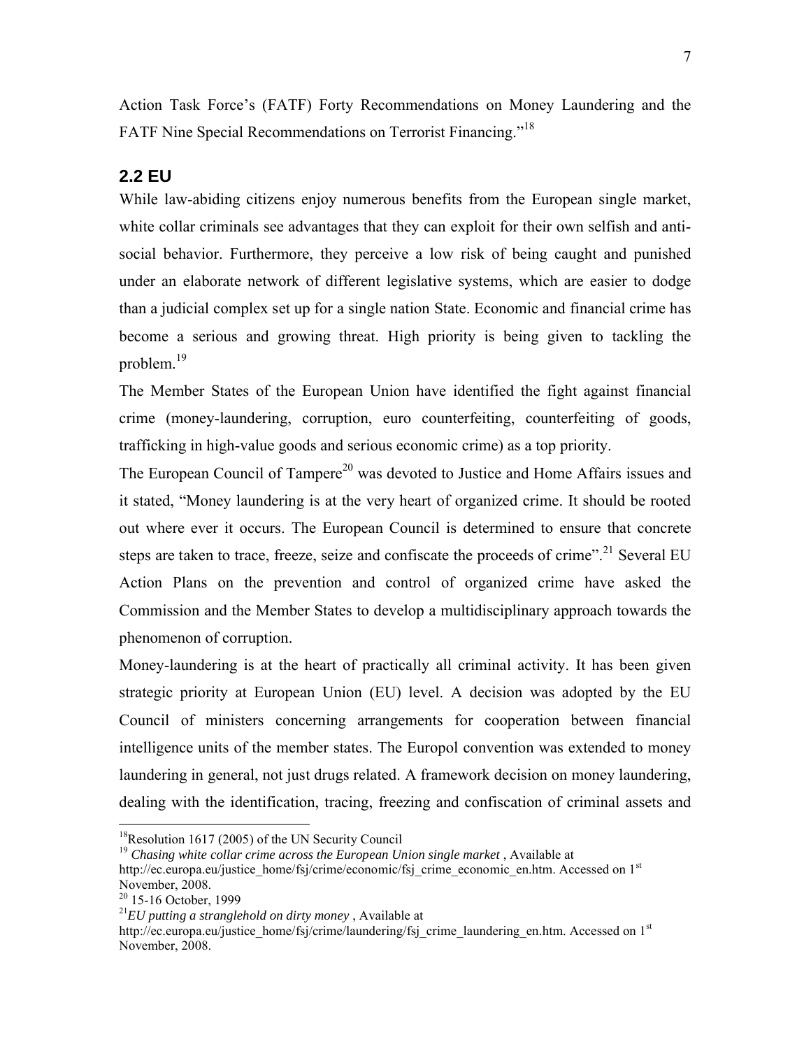Action Task Force's (FATF) Forty Recommendations on Money Laundering and the FATF Nine Special Recommendations on Terrorist Financing."[18]

## 2.2 EU

While law-abiding citizens enjoy numerous benefits from the European single market, white collar criminals see advantages that they can exploit for their own selfish and anti-social behavior. Furthermore, they perceive a low risk of being caught and punished under an elaborate network of different legislative systems, which are easier to dodge than a judicial complex set up for a single nation State. Economic and financial crime has become a serious and growing threat. High priority is being given to tackling the problem.[19]

The Member States of the European Union have identified the fight against financial crime (money-laundering, corruption, euro counterfeiting, counterfeiting of goods, trafficking in high-value goods and serious economic crime) as a top priority.

The European Council of Tampere[20] was devoted to Justice and Home Affairs issues and it stated, "Money laundering is at the very heart of organized crime. It should be rooted out where ever it occurs. The European Council is determined to ensure that concrete steps are taken to trace, freeze, seize and confiscate the proceeds of crime".[21] Several EU Action Plans on the prevention and control of organized crime have asked the Commission and the Member States to develop a multidisciplinary approach towards the phenomenon of corruption.

Money-laundering is at the heart of practically all criminal activity. It has been given strategic priority at European Union (EU) level. A decision was adopted by the EU Council of ministers concerning arrangements for cooperation between financial intelligence units of the member states. The Europol convention was extended to money laundering in general, not just drugs related. A framework decision on money laundering, dealing with the identification, tracing, freezing and confiscation of criminal assets and

---

[18] Resolution 1617 (2005) of the UN Security Council

[19] *Chasing white collar crime across the European Union single market* , Available at http://ec.europa.eu/justice_home/fsj/crime/economic/fsj_crime_economic_en.htm. Accessed on 1st November, 2008.

[20] 15-16 October, 1999

[21] *EU putting a stranglehold on dirty money* , Available at http://ec.europa.eu/justice_home/fsj/crime/laundering/fsj_crime_laundering_en.htm. Accessed on 1st November, 2008.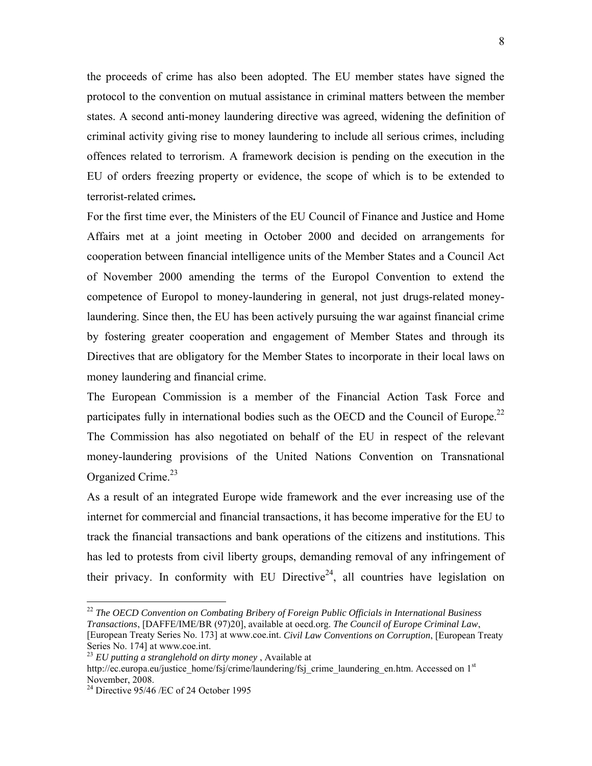the proceeds of crime has also been adopted. The EU member states have signed the protocol to the convention on mutual assistance in criminal matters between the member states. A second anti-money laundering directive was agreed, widening the definition of criminal activity giving rise to money laundering to include all serious crimes, including offences related to terrorism. A framework decision is pending on the execution in the EU of orders freezing property or evidence, the scope of which is to be extended to terrorist-related crimes**.**

For the first time ever, the Ministers of the EU Council of Finance and Justice and Home Affairs met at a joint meeting in October 2000 and decided on arrangements for cooperation between financial intelligence units of the Member States and a Council Act of November 2000 amending the terms of the Europol Convention to extend the competence of Europol to money-laundering in general, not just drugs-related money-laundering. Since then, the EU has been actively pursuing the war against financial crime by fostering greater cooperation and engagement of Member States and through its Directives that are obligatory for the Member States to incorporate in their local laws on money laundering and financial crime.

The European Commission is a member of the Financial Action Task Force and participates fully in international bodies such as the OECD and the Council of Europe.[22] The Commission has also negotiated on behalf of the EU in respect of the relevant money-laundering provisions of the United Nations Convention on Transnational Organized Crime.[23]

As a result of an integrated Europe wide framework and the ever increasing use of the internet for commercial and financial transactions, it has become imperative for the EU to track the financial transactions and bank operations of the citizens and institutions. This has led to protests from civil liberty groups, demanding removal of any infringement of their privacy. In conformity with EU Directive[24], all countries have legislation on

---

[22] *The OECD Convention on Combating Bribery of Foreign Public Officials in International Business Transactions*, [DAFFE/IME/BR (97)20], available at oecd.org. *The Council of Europe Criminal Law*, [European Treaty Series No. 173] at www.coe.int. *Civil Law Conventions on Corruption*, [European Treaty Series No. 174] at www.coe.int.

[23] *EU putting a stranglehold on dirty money* , Available at http://ec.europa.eu/justice_home/fsj/crime/laundering/fsj_crime_laundering_en.htm. Accessed on 1st November, 2008.

[24] Directive 95/46 /EC of 24 October 1995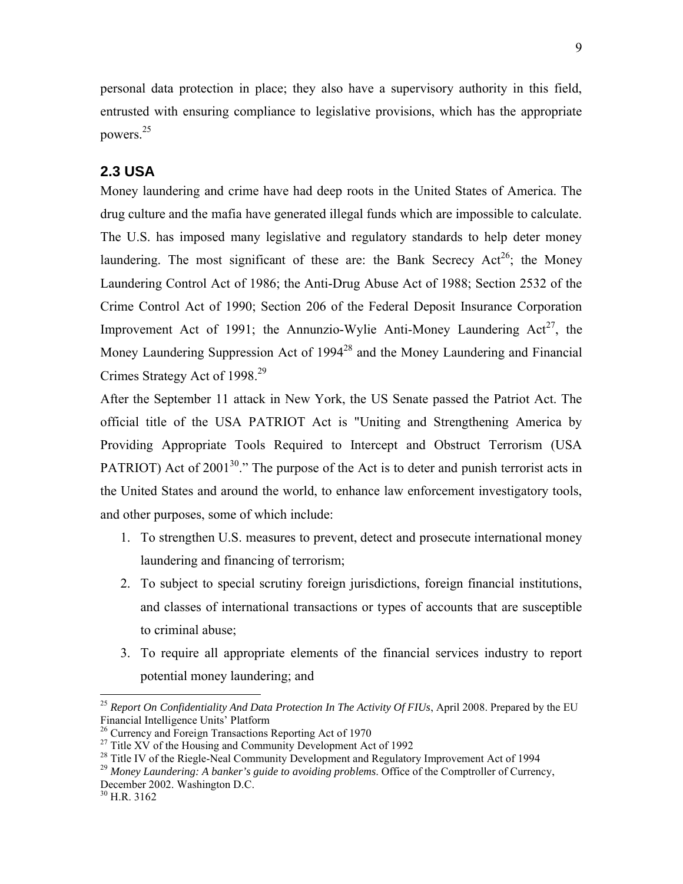personal data protection in place; they also have a supervisory authority in this field, entrusted with ensuring compliance to legislative provisions, which has the appropriate powers.[25]

## 2.3 USA

Money laundering and crime have had deep roots in the United States of America. The drug culture and the mafia have generated illegal funds which are impossible to calculate. The U.S. has imposed many legislative and regulatory standards to help deter money laundering. The most significant of these are: the Bank Secrecy Act[26]; the Money Laundering Control Act of 1986; the Anti-Drug Abuse Act of 1988; Section 2532 of the Crime Control Act of 1990; Section 206 of the Federal Deposit Insurance Corporation Improvement Act of 1991; the Annunzio-Wylie Anti-Money Laundering Act[27], the Money Laundering Suppression Act of 1994[28] and the Money Laundering and Financial Crimes Strategy Act of 1998.[29]

After the September 11 attack in New York, the US Senate passed the Patriot Act. The official title of the USA PATRIOT Act is "Uniting and Strengthening America by Providing Appropriate Tools Required to Intercept and Obstruct Terrorism (USA PATRIOT) Act of 2001[30]." The purpose of the Act is to deter and punish terrorist acts in the United States and around the world, to enhance law enforcement investigatory tools, and other purposes, some of which include:

1. To strengthen U.S. measures to prevent, detect and prosecute international money laundering and financing of terrorism;
2. To subject to special scrutiny foreign jurisdictions, foreign financial institutions, and classes of international transactions or types of accounts that are susceptible to criminal abuse;
3. To require all appropriate elements of the financial services industry to report potential money laundering; and

---

[25] *Report On Confidentiality And Data Protection In The Activity Of FIUs*, April 2008. Prepared by the EU Financial Intelligence Units' Platform

[26] Currency and Foreign Transactions Reporting Act of 1970

[27] Title XV of the Housing and Community Development Act of 1992

[28] Title IV of the Riegle-Neal Community Development and Regulatory Improvement Act of 1994

[29] *Money Laundering: A banker's guide to avoiding problems*. Office of the Comptroller of Currency, December 2002. Washington D.C.

[30] H.R. 3162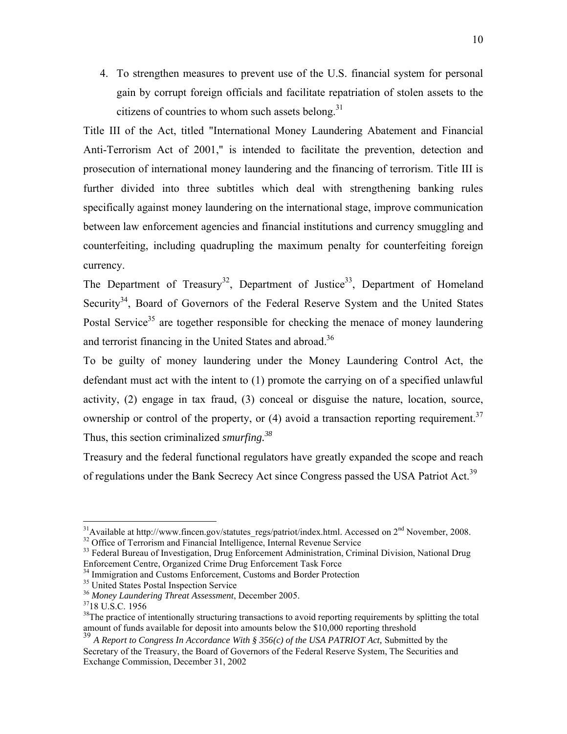4. To strengthen measures to prevent use of the U.S. financial system for personal gain by corrupt foreign officials and facilitate repatriation of stolen assets to the citizens of countries to whom such assets belong.[31]

Title III of the Act, titled "International Money Laundering Abatement and Financial Anti-Terrorism Act of 2001," is intended to facilitate the prevention, detection and prosecution of international money laundering and the financing of terrorism. Title III is further divided into three subtitles which deal with strengthening banking rules specifically against money laundering on the international stage, improve communication between law enforcement agencies and financial institutions and currency smuggling and counterfeiting, including quadrupling the maximum penalty for counterfeiting foreign currency.

The Department of Treasury[32], Department of Justice[33], Department of Homeland Security[34], Board of Governors of the Federal Reserve System and the United States Postal Service[35] are together responsible for checking the menace of money laundering and terrorist financing in the United States and abroad.[36]

To be guilty of money laundering under the Money Laundering Control Act, the defendant must act with the intent to (1) promote the carrying on of a specified unlawful activity, (2) engage in tax fraud, (3) conceal or disguise the nature, location, source, ownership or control of the property, or (4) avoid a transaction reporting requirement.[37] Thus, this section criminalized *smurfing.*[38]

Treasury and the federal functional regulators have greatly expanded the scope and reach of regulations under the Bank Secrecy Act since Congress passed the USA Patriot Act.[39]

---

[31] Available at http://www.fincen.gov/statutes_regs/patriot/index.html. Accessed on 2nd November, 2008.

[32] Office of Terrorism and Financial Intelligence, Internal Revenue Service

[33] Federal Bureau of Investigation, Drug Enforcement Administration, Criminal Division, National Drug Enforcement Centre, Organized Crime Drug Enforcement Task Force

[34] Immigration and Customs Enforcement, Customs and Border Protection

[35] United States Postal Inspection Service

[36] *Money Laundering Threat Assessment*, December 2005.

[37] 18 U.S.C. 1956

[38] The practice of intentionally structuring transactions to avoid reporting requirements by splitting the total amount of funds available for deposit into amounts below the $10,000 reporting threshold

[39] *A Report to Congress In Accordance With § 356(c) of the USA PATRIOT Act,* Submitted by the Secretary of the Treasury, the Board of Governors of the Federal Reserve System, The Securities and Exchange Commission, December 31, 2002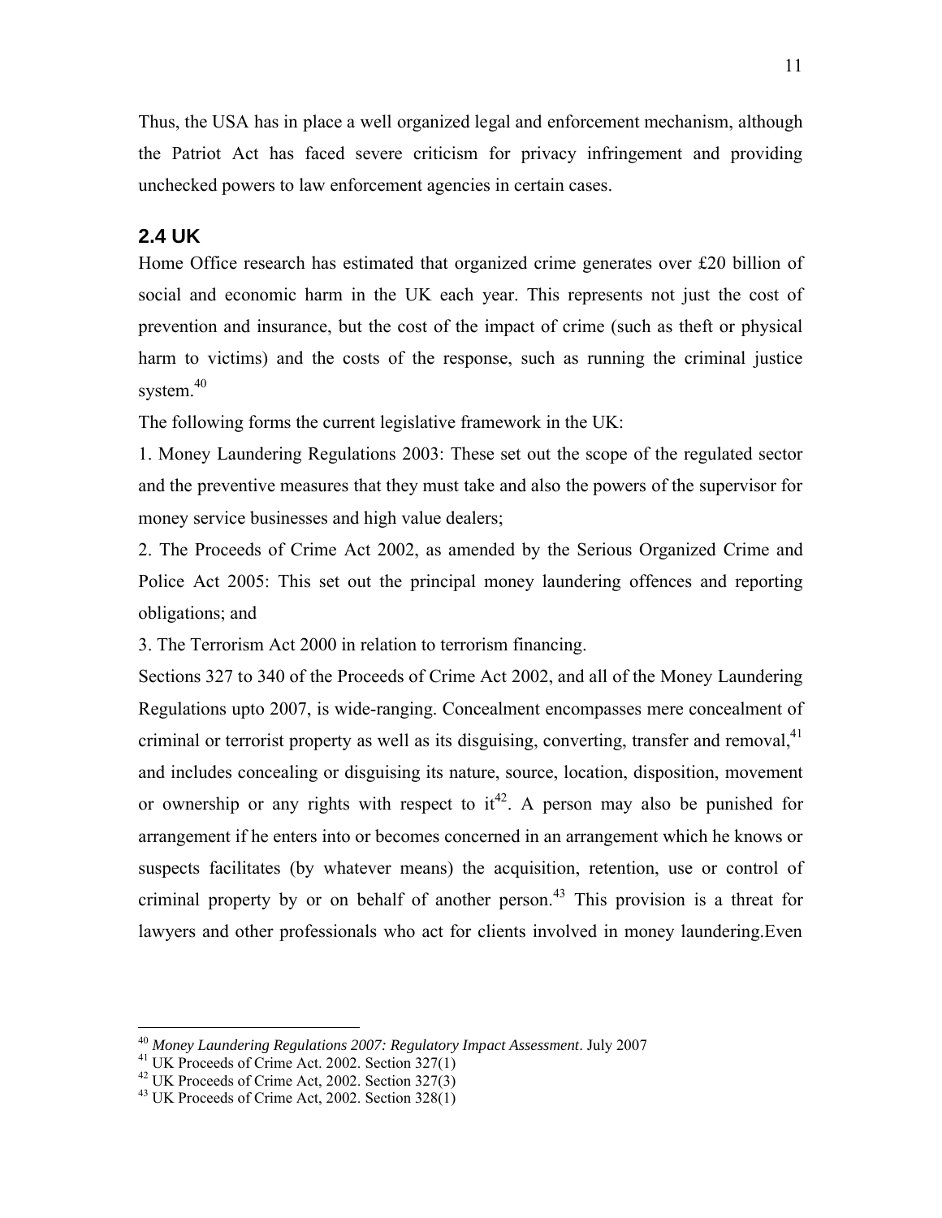Thus, the USA has in place a well organized legal and enforcement mechanism, although the Patriot Act has faced severe criticism for privacy infringement and providing unchecked powers to law enforcement agencies in certain cases.

## 2.4 UK

Home Office research has estimated that organized crime generates over £20 billion of social and economic harm in the UK each year. This represents not just the cost of prevention and insurance, but the cost of the impact of crime (such as theft or physical harm to victims) and the costs of the response, such as running the criminal justice system.[40]

The following forms the current legislative framework in the UK:

1. Money Laundering Regulations 2003: These set out the scope of the regulated sector and the preventive measures that they must take and also the powers of the supervisor for money service businesses and high value dealers;

2. The Proceeds of Crime Act 2002, as amended by the Serious Organized Crime and Police Act 2005: This set out the principal money laundering offences and reporting obligations; and

3. The Terrorism Act 2000 in relation to terrorism financing.

Sections 327 to 340 of the Proceeds of Crime Act 2002, and all of the Money Laundering Regulations upto 2007, is wide-ranging. Concealment encompasses mere concealment of criminal or terrorist property as well as its disguising, converting, transfer and removal,[41] and includes concealing or disguising its nature, source, location, disposition, movement or ownership or any rights with respect to it[42]. A person may also be punished for arrangement if he enters into or becomes concerned in an arrangement which he knows or suspects facilitates (by whatever means) the acquisition, retention, use or control of criminal property by or on behalf of another person.[43] This provision is a threat for lawyers and other professionals who act for clients involved in money laundering.Even

---

[40] *Money Laundering Regulations 2007: Regulatory Impact Assessment*. July 2007

[41] UK Proceeds of Crime Act. 2002. Section 327(1)

[42] UK Proceeds of Crime Act, 2002. Section 327(3)

[43] UK Proceeds of Crime Act, 2002. Section 328(1)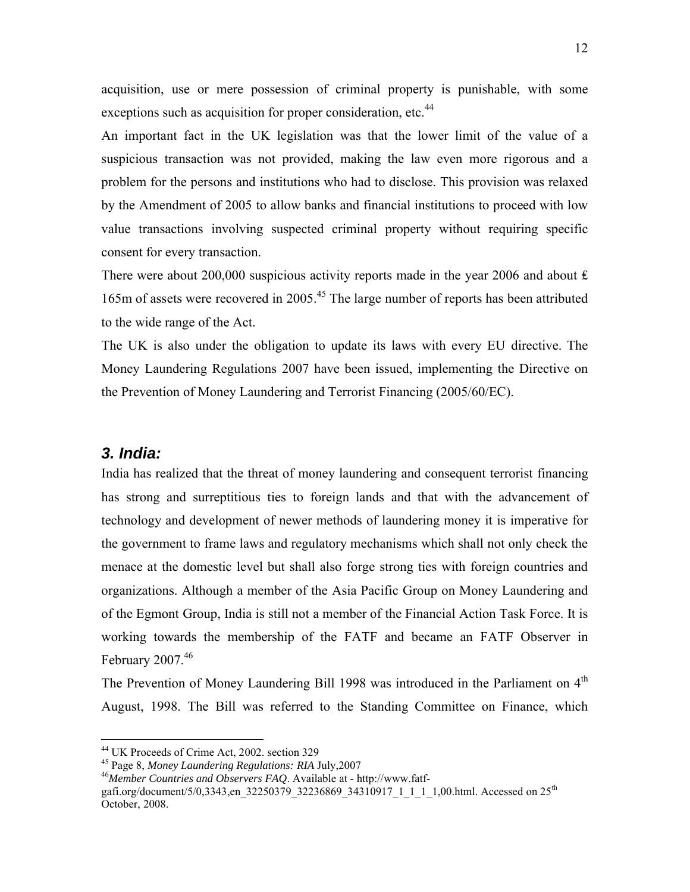acquisition, use or mere possession of criminal property is punishable, with some exceptions such as acquisition for proper consideration, etc.[44]

An important fact in the UK legislation was that the lower limit of the value of a suspicious transaction was not provided, making the law even more rigorous and a problem for the persons and institutions who had to disclose. This provision was relaxed by the Amendment of 2005 to allow banks and financial institutions to proceed with low value transactions involving suspected criminal property without requiring specific consent for every transaction.

There were about 200,000 suspicious activity reports made in the year 2006 and about £ 165m of assets were recovered in 2005.[45] The large number of reports has been attributed to the wide range of the Act.

The UK is also under the obligation to update its laws with every EU directive. The Money Laundering Regulations 2007 have been issued, implementing the Directive on the Prevention of Money Laundering and Terrorist Financing (2005/60/EC).

### ***3. India:***

India has realized that the threat of money laundering and consequent terrorist financing has strong and surreptitious ties to foreign lands and that with the advancement of technology and development of newer methods of laundering money it is imperative for the government to frame laws and regulatory mechanisms which shall not only check the menace at the domestic level but shall also forge strong ties with foreign countries and organizations. Although a member of the Asia Pacific Group on Money Laundering and of the Egmont Group, India is still not a member of the Financial Action Task Force. It is working towards the membership of the FATF and became an FATF Observer in February 2007.[46]

The Prevention of Money Laundering Bill 1998 was introduced in the Parliament on 4th August, 1998. The Bill was referred to the Standing Committee on Finance, which

---

[44] UK Proceeds of Crime Act, 2002. section 329

[45] Page 8, *Money Laundering Regulations: RIA* July,2007

[46] *Member Countries and Observers FAQ*. Available at - http://www.fatf-gafi.org/document/5/0,3343,en_32250379_32236869_34310917_1_1_1_1,00.html. Accessed on 25th October, 2008.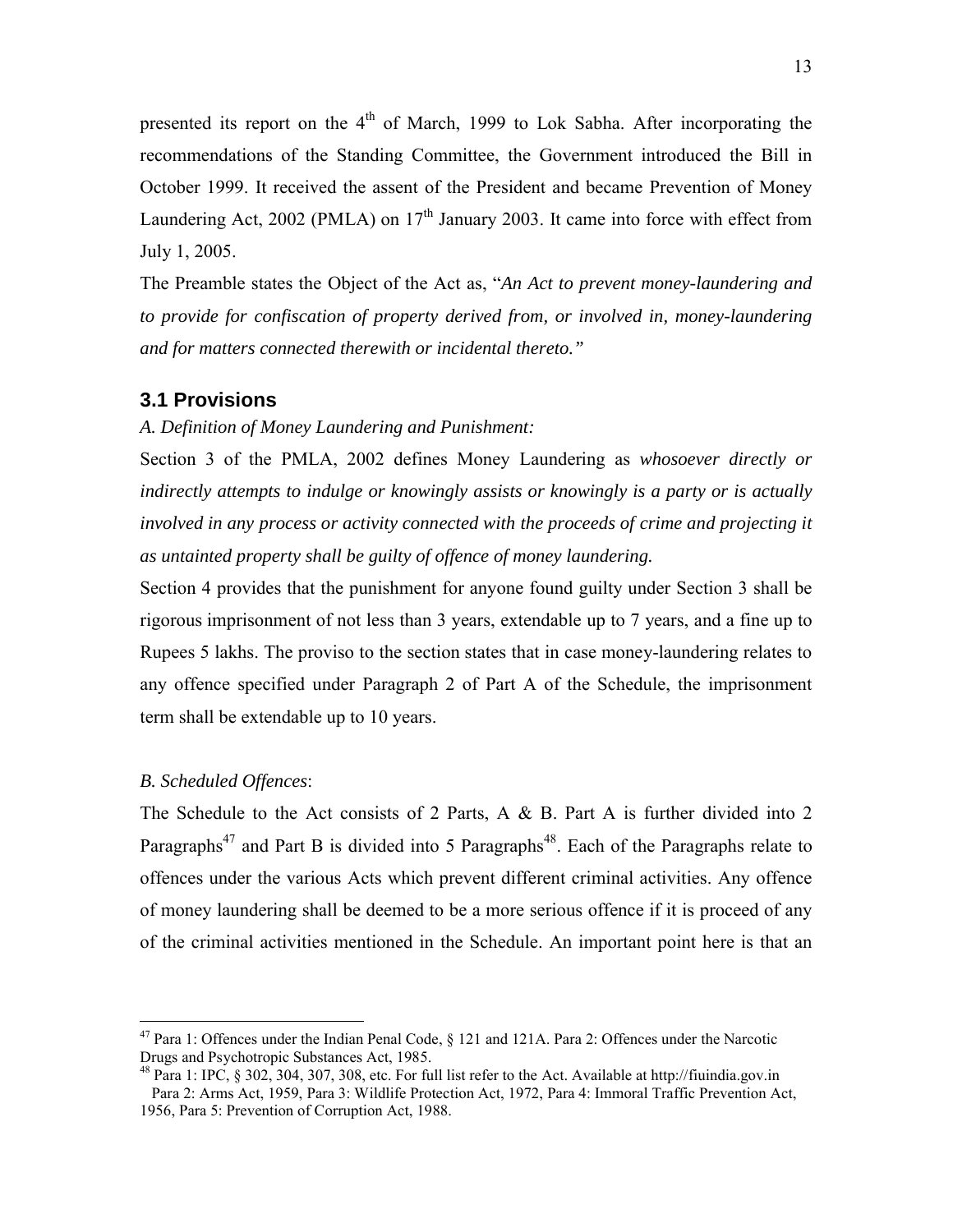presented its report on the 4th of March, 1999 to Lok Sabha. After incorporating the recommendations of the Standing Committee, the Government introduced the Bill in October 1999. It received the assent of the President and became Prevention of Money Laundering Act, 2002 (PMLA) on 17th January 2003. It came into force with effect from July 1, 2005.

The Preamble states the Object of the Act as, "*An Act to prevent money-laundering and to provide for confiscation of property derived from, or involved in, money-laundering and for matters connected therewith or incidental thereto."*

### 3.1 Provisions

*A. Definition of Money Laundering and Punishment:*

Section 3 of the PMLA, 2002 defines Money Laundering as *whosoever directly or indirectly attempts to indulge or knowingly assists or knowingly is a party or is actually involved in any process or activity connected with the proceeds of crime and projecting it as untainted property shall be guilty of offence of money laundering.*

Section 4 provides that the punishment for anyone found guilty under Section 3 shall be rigorous imprisonment of not less than 3 years, extendable up to 7 years, and a fine up to Rupees 5 lakhs. The proviso to the section states that in case money-laundering relates to any offence specified under Paragraph 2 of Part A of the Schedule, the imprisonment term shall be extendable up to 10 years.

*B. Scheduled Offences*:

The Schedule to the Act consists of 2 Parts, A & B. Part A is further divided into 2 Paragraphs[47] and Part B is divided into 5 Paragraphs[48]. Each of the Paragraphs relate to offences under the various Acts which prevent different criminal activities. Any offence of money laundering shall be deemed to be a more serious offence if it is proceed of any of the criminal activities mentioned in the Schedule. An important point here is that an

---

[47] Para 1: Offences under the Indian Penal Code, § 121 and 121A. Para 2: Offences under the Narcotic Drugs and Psychotropic Substances Act, 1985.

[48] Para 1: IPC, § 302, 304, 307, 308, etc. For full list refer to the Act. Available at http://fiuindia.gov.in
Para 2: Arms Act, 1959, Para 3: Wildlife Protection Act, 1972, Para 4: Immoral Traffic Prevention Act, 1956, Para 5: Prevention of Corruption Act, 1988.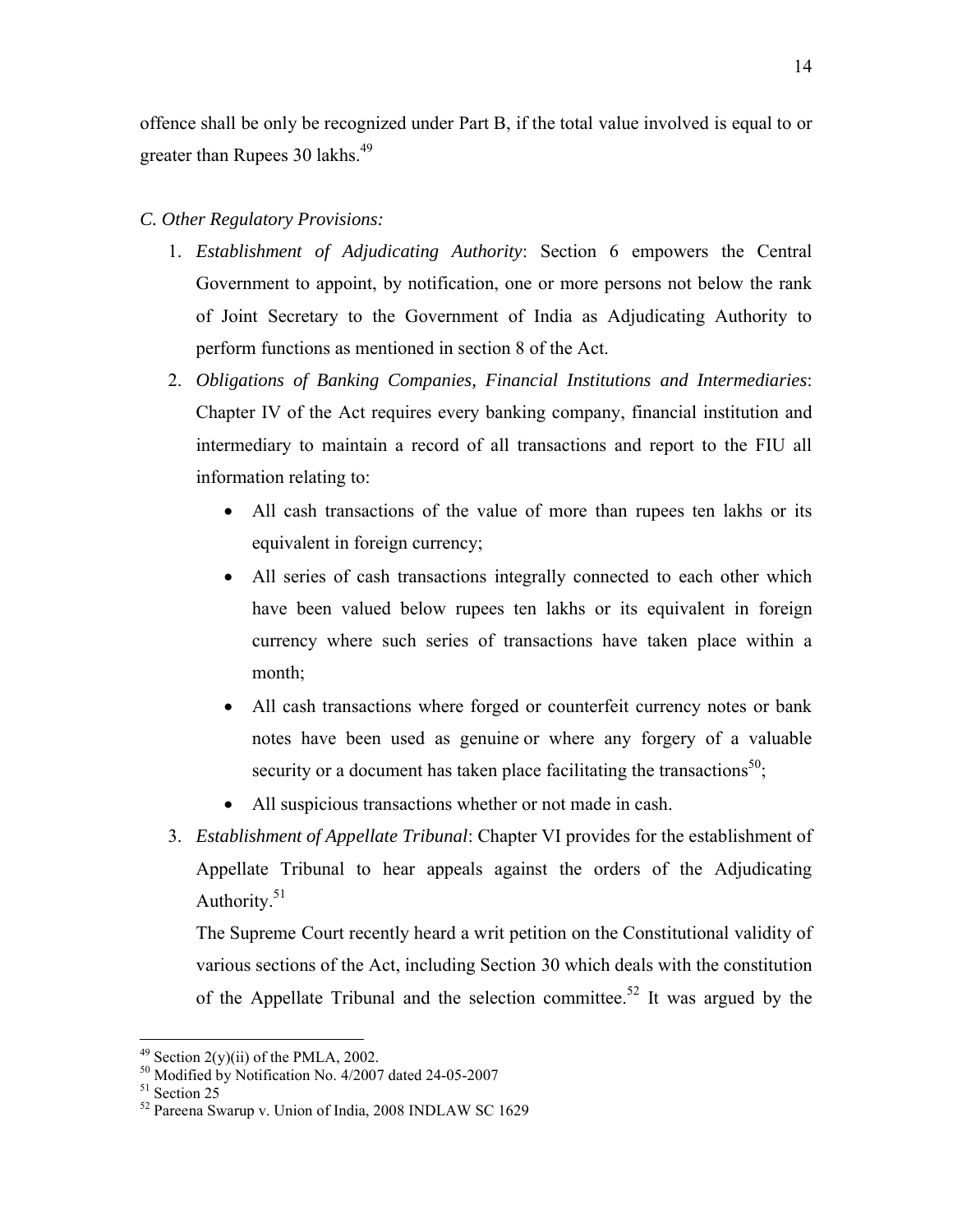offence shall be only be recognized under Part B, if the total value involved is equal to or greater than Rupees 30 lakhs.[49]

*C. Other Regulatory Provisions:*

1. *Establishment of Adjudicating Authority*: Section 6 empowers the Central Government to appoint, by notification, one or more persons not below the rank of Joint Secretary to the Government of India as Adjudicating Authority to perform functions as mentioned in section 8 of the Act.
2. *Obligations of Banking Companies, Financial Institutions and Intermediaries*: Chapter IV of the Act requires every banking company, financial institution and intermediary to maintain a record of all transactions and report to the FIU all information relating to:
   - All cash transactions of the value of more than rupees ten lakhs or its equivalent in foreign currency;
   - All series of cash transactions integrally connected to each other which have been valued below rupees ten lakhs or its equivalent in foreign currency where such series of transactions have taken place within a month;
   - All cash transactions where forged or counterfeit currency notes or bank notes have been used as genuine or where any forgery of a valuable security or a document has taken place facilitating the transactions[50];
   - All suspicious transactions whether or not made in cash.
3. *Establishment of Appellate Tribunal*: Chapter VI provides for the establishment of Appellate Tribunal to hear appeals against the orders of the Adjudicating Authority.[51]

   The Supreme Court recently heard a writ petition on the Constitutional validity of various sections of the Act, including Section 30 which deals with the constitution of the Appellate Tribunal and the selection committee.[52] It was argued by the

---

[49] Section 2(y)(ii) of the PMLA, 2002.

[50] Modified by Notification No. 4/2007 dated 24-05-2007

[51] Section 25

[52] Pareena Swarup v. Union of India, 2008 INDLAW SC 1629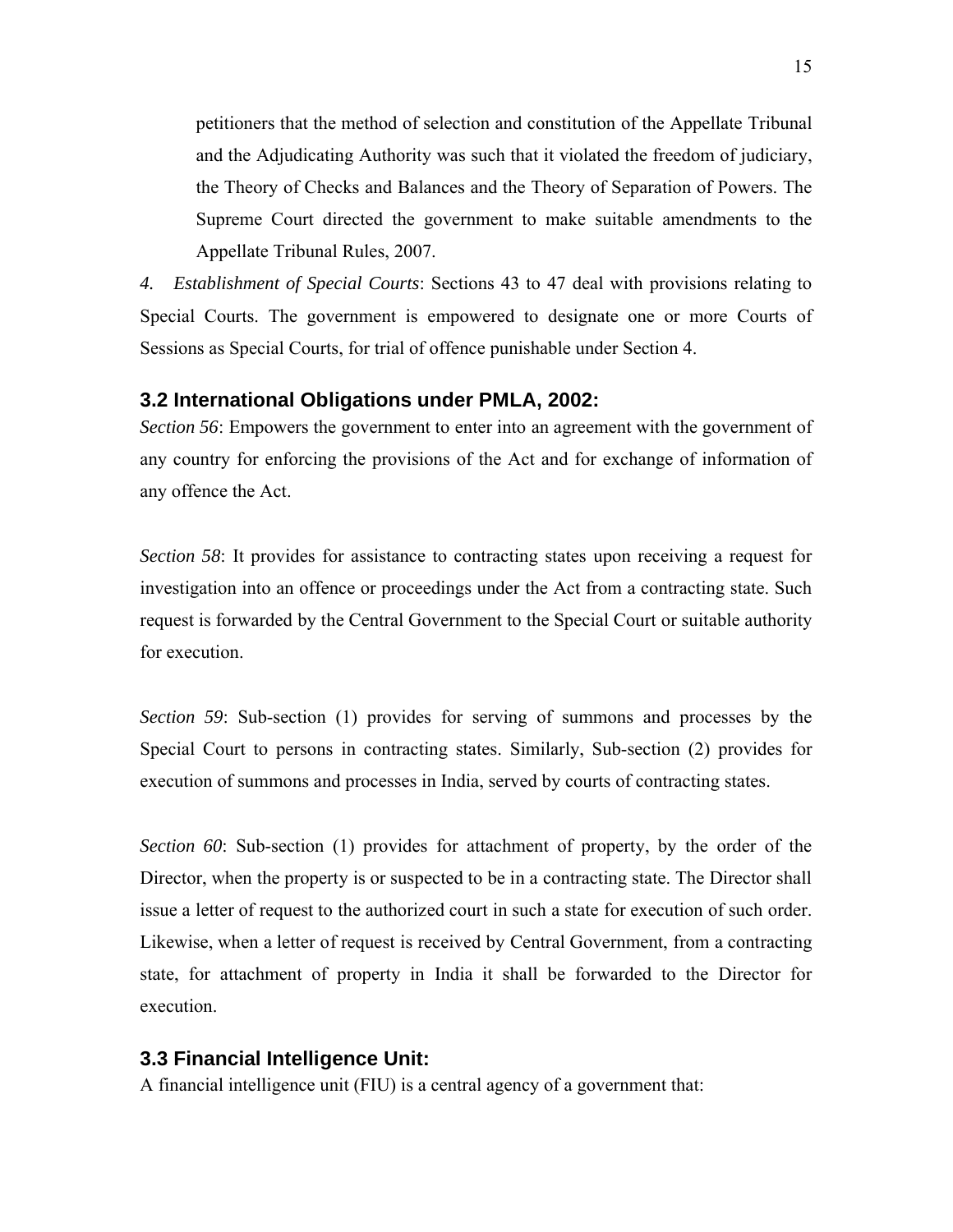petitioners that the method of selection and constitution of the Appellate Tribunal and the Adjudicating Authority was such that it violated the freedom of judiciary, the Theory of Checks and Balances and the Theory of Separation of Powers. The Supreme Court directed the government to make suitable amendments to the Appellate Tribunal Rules, 2007.

*4. Establishment of Special Courts*: Sections 43 to 47 deal with provisions relating to Special Courts. The government is empowered to designate one or more Courts of Sessions as Special Courts, for trial of offence punishable under Section 4.

## 3.2 International Obligations under PMLA, 2002:

*Section 56*: Empowers the government to enter into an agreement with the government of any country for enforcing the provisions of the Act and for exchange of information of any offence the Act.

*Section 58*: It provides for assistance to contracting states upon receiving a request for investigation into an offence or proceedings under the Act from a contracting state. Such request is forwarded by the Central Government to the Special Court or suitable authority for execution.

*Section 59*: Sub-section (1) provides for serving of summons and processes by the Special Court to persons in contracting states. Similarly, Sub-section (2) provides for execution of summons and processes in India, served by courts of contracting states.

*Section 60*: Sub-section (1) provides for attachment of property, by the order of the Director, when the property is or suspected to be in a contracting state. The Director shall issue a letter of request to the authorized court in such a state for execution of such order. Likewise, when a letter of request is received by Central Government, from a contracting state, for attachment of property in India it shall be forwarded to the Director for execution.

## 3.3 Financial Intelligence Unit:

A financial intelligence unit (FIU) is a central agency of a government that: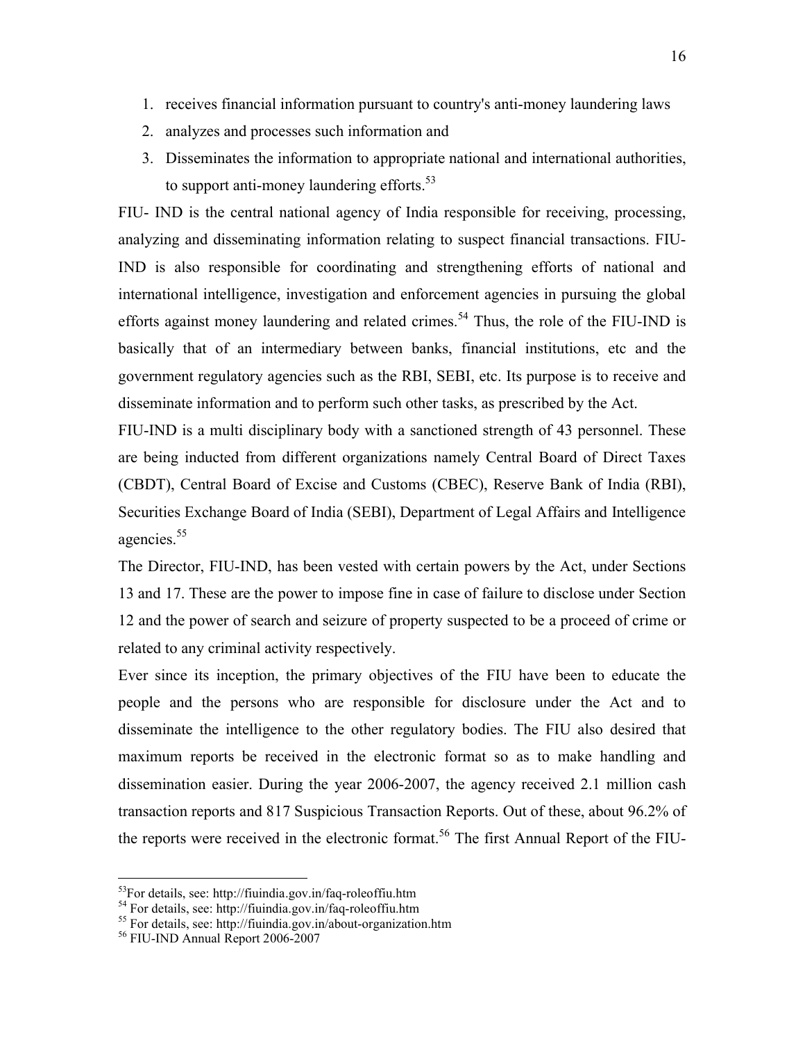1. receives financial information pursuant to country's anti-money laundering laws
2. analyzes and processes such information and
3. Disseminates the information to appropriate national and international authorities, to support anti-money laundering efforts.[53]

FIU- IND is the central national agency of India responsible for receiving, processing, analyzing and disseminating information relating to suspect financial transactions. FIU-IND is also responsible for coordinating and strengthening efforts of national and international intelligence, investigation and enforcement agencies in pursuing the global efforts against money laundering and related crimes.[54] Thus, the role of the FIU-IND is basically that of an intermediary between banks, financial institutions, etc and the government regulatory agencies such as the RBI, SEBI, etc. Its purpose is to receive and disseminate information and to perform such other tasks, as prescribed by the Act.

FIU-IND is a multi disciplinary body with a sanctioned strength of 43 personnel. These are being inducted from different organizations namely Central Board of Direct Taxes (CBDT), Central Board of Excise and Customs (CBEC), Reserve Bank of India (RBI), Securities Exchange Board of India (SEBI), Department of Legal Affairs and Intelligence agencies.[55]

The Director, FIU-IND, has been vested with certain powers by the Act, under Sections 13 and 17. These are the power to impose fine in case of failure to disclose under Section 12 and the power of search and seizure of property suspected to be a proceed of crime or related to any criminal activity respectively.

Ever since its inception, the primary objectives of the FIU have been to educate the people and the persons who are responsible for disclosure under the Act and to disseminate the intelligence to the other regulatory bodies. The FIU also desired that maximum reports be received in the electronic format so as to make handling and dissemination easier. During the year 2006-2007, the agency received 2.1 million cash transaction reports and 817 Suspicious Transaction Reports. Out of these, about 96.2% of the reports were received in the electronic format.[56] The first Annual Report of the FIU-

---

[53] For details, see: http://fiuindia.gov.in/faq-roleoffiu.htm

[54] For details, see: http://fiuindia.gov.in/faq-roleoffiu.htm

[55] For details, see: http://fiuindia.gov.in/about-organization.htm

[56] FIU-IND Annual Report 2006-2007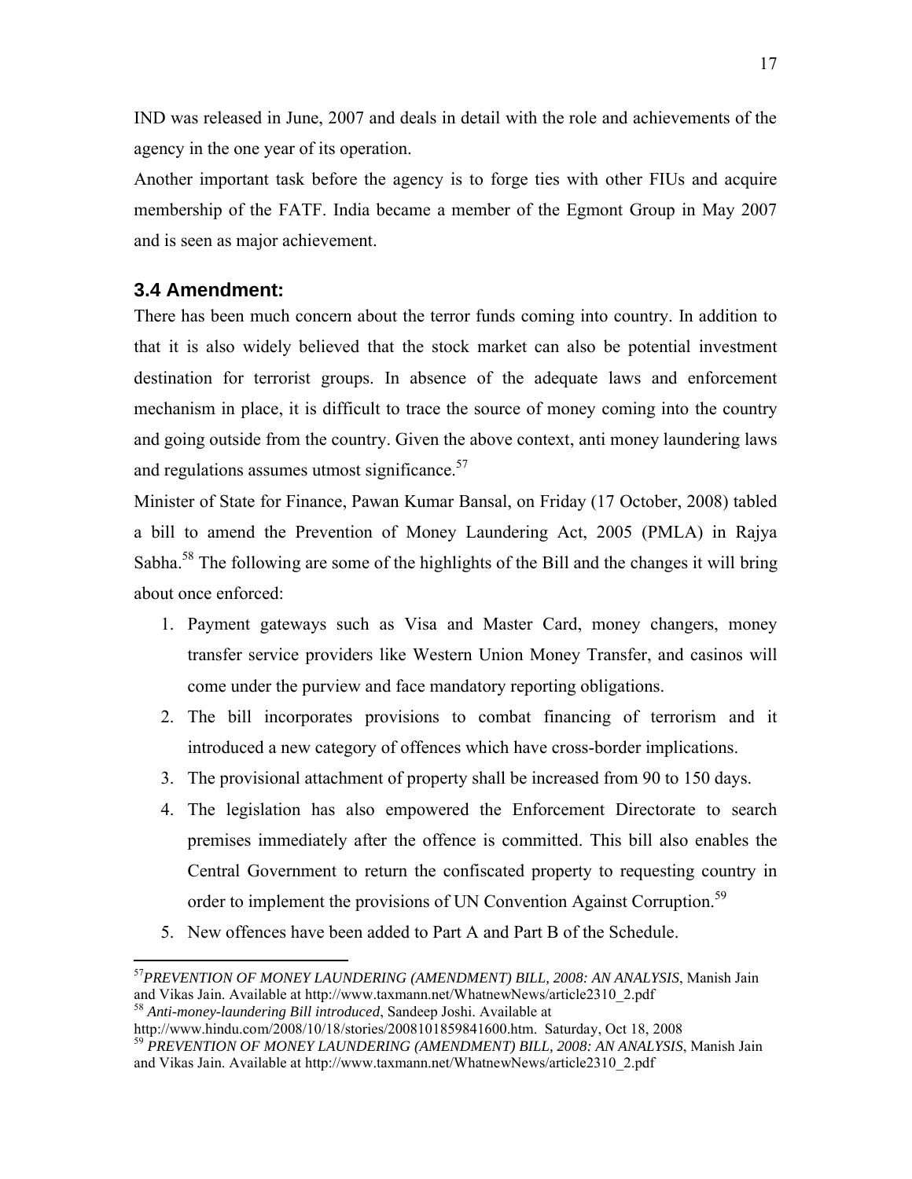IND was released in June, 2007 and deals in detail with the role and achievements of the agency in the one year of its operation.

Another important task before the agency is to forge ties with other FIUs and acquire membership of the FATF. India became a member of the Egmont Group in May 2007 and is seen as major achievement.

### 3.4 Amendment:

There has been much concern about the terror funds coming into country. In addition to that it is also widely believed that the stock market can also be potential investment destination for terrorist groups. In absence of the adequate laws and enforcement mechanism in place, it is difficult to trace the source of money coming into the country and going outside from the country. Given the above context, anti money laundering laws and regulations assumes utmost significance.[57]

Minister of State for Finance, Pawan Kumar Bansal, on Friday (17 October, 2008) tabled a bill to amend the Prevention of Money Laundering Act, 2005 (PMLA) in Rajya Sabha.[58] The following are some of the highlights of the Bill and the changes it will bring about once enforced:

1. Payment gateways such as Visa and Master Card, money changers, money transfer service providers like Western Union Money Transfer, and casinos will come under the purview and face mandatory reporting obligations.
2. The bill incorporates provisions to combat financing of terrorism and it introduced a new category of offences which have cross-border implications.
3. The provisional attachment of property shall be increased from 90 to 150 days.
4. The legislation has also empowered the Enforcement Directorate to search premises immediately after the offence is committed. This bill also enables the Central Government to return the confiscated property to requesting country in order to implement the provisions of UN Convention Against Corruption.[59]
5. New offences have been added to Part A and Part B of the Schedule.

---

[57] *PREVENTION OF MONEY LAUNDERING (AMENDMENT) BILL, 2008: AN ANALYSIS*, Manish Jain and Vikas Jain. Available at http://www.taxmann.net/WhatnewNews/article2310_2.pdf

[58] *Anti-money-laundering Bill introduced*, Sandeep Joshi. Available at http://www.hindu.com/2008/10/18/stories/2008101859841600.htm. Saturday, Oct 18, 2008

[59] *PREVENTION OF MONEY LAUNDERING (AMENDMENT) BILL, 2008: AN ANALYSIS*, Manish Jain and Vikas Jain. Available at http://www.taxmann.net/WhatnewNews/article2310_2.pdf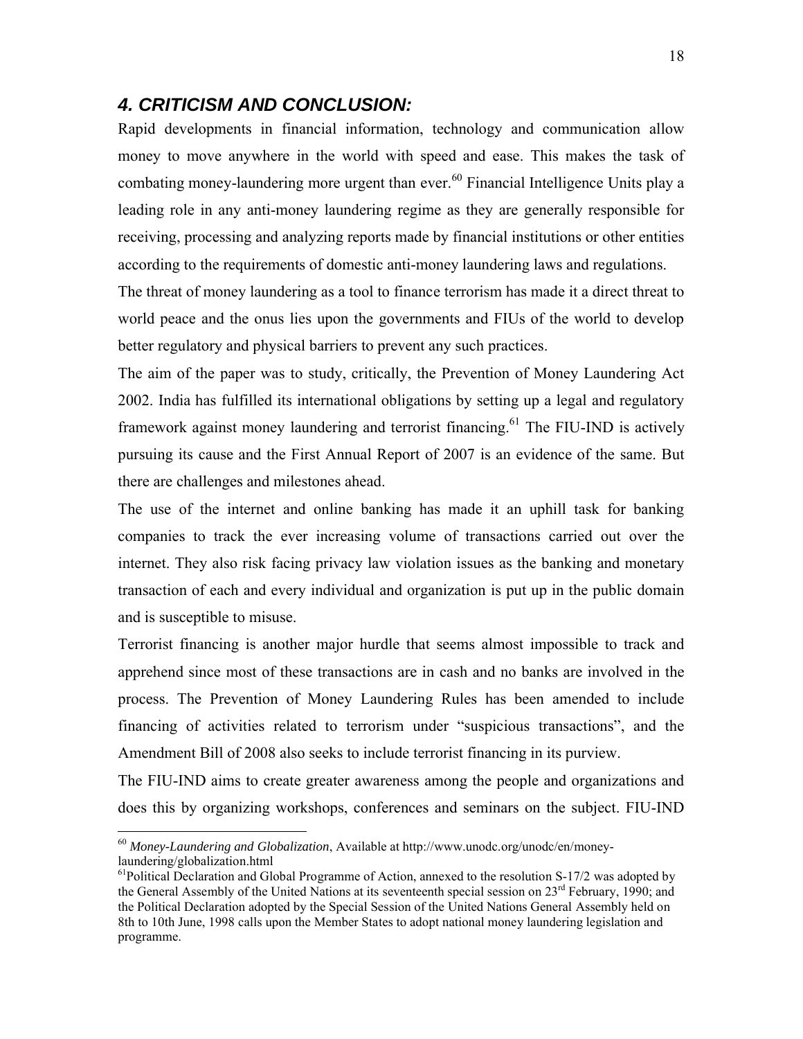## *4. CRITICISM AND CONCLUSION:*

Rapid developments in financial information, technology and communication allow money to move anywhere in the world with speed and ease. This makes the task of combating money-laundering more urgent than ever.[60] Financial Intelligence Units play a leading role in any anti-money laundering regime as they are generally responsible for receiving, processing and analyzing reports made by financial institutions or other entities according to the requirements of domestic anti-money laundering laws and regulations.

The threat of money laundering as a tool to finance terrorism has made it a direct threat to world peace and the onus lies upon the governments and FIUs of the world to develop better regulatory and physical barriers to prevent any such practices.

The aim of the paper was to study, critically, the Prevention of Money Laundering Act 2002. India has fulfilled its international obligations by setting up a legal and regulatory framework against money laundering and terrorist financing.[61] The FIU-IND is actively pursuing its cause and the First Annual Report of 2007 is an evidence of the same. But there are challenges and milestones ahead.

The use of the internet and online banking has made it an uphill task for banking companies to track the ever increasing volume of transactions carried out over the internet. They also risk facing privacy law violation issues as the banking and monetary transaction of each and every individual and organization is put up in the public domain and is susceptible to misuse.

Terrorist financing is another major hurdle that seems almost impossible to track and apprehend since most of these transactions are in cash and no banks are involved in the process. The Prevention of Money Laundering Rules has been amended to include financing of activities related to terrorism under "suspicious transactions", and the Amendment Bill of 2008 also seeks to include terrorist financing in its purview.

The FIU-IND aims to create greater awareness among the people and organizations and does this by organizing workshops, conferences and seminars on the subject. FIU-IND

---

[60] *Money-Laundering and Globalization*, Available at http://www.unodc.org/unodc/en/money-laundering/globalization.html

[61] Political Declaration and Global Programme of Action, annexed to the resolution S-17/2 was adopted by the General Assembly of the United Nations at its seventeenth special session on 23rd February, 1990; and the Political Declaration adopted by the Special Session of the United Nations General Assembly held on 8th to 10th June, 1998 calls upon the Member States to adopt national money laundering legislation and programme.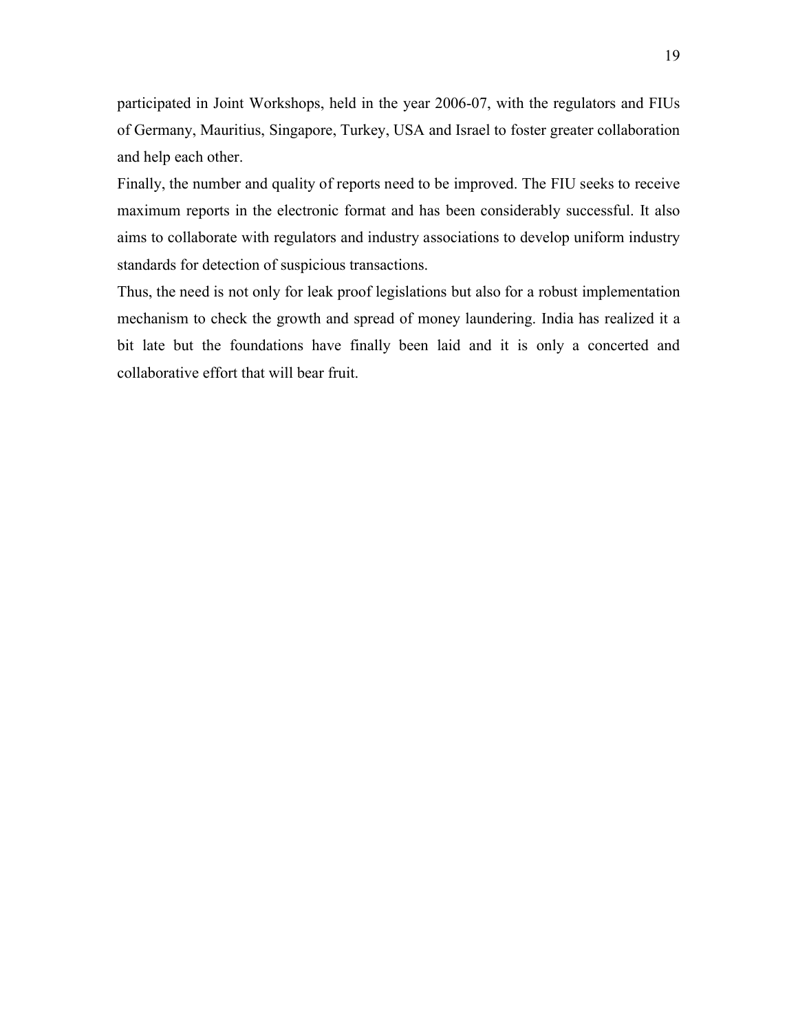participated in Joint Workshops, held in the year 2006-07, with the regulators and FIUs of Germany, Mauritius, Singapore, Turkey, USA and Israel to foster greater collaboration and help each other.

Finally, the number and quality of reports need to be improved. The FIU seeks to receive maximum reports in the electronic format and has been considerably successful. It also aims to collaborate with regulators and industry associations to develop uniform industry standards for detection of suspicious transactions.

Thus, the need is not only for leak proof legislations but also for a robust implementation mechanism to check the growth and spread of money laundering. India has realized it a bit late but the foundations have finally been laid and it is only a concerted and collaborative effort that will bear fruit.